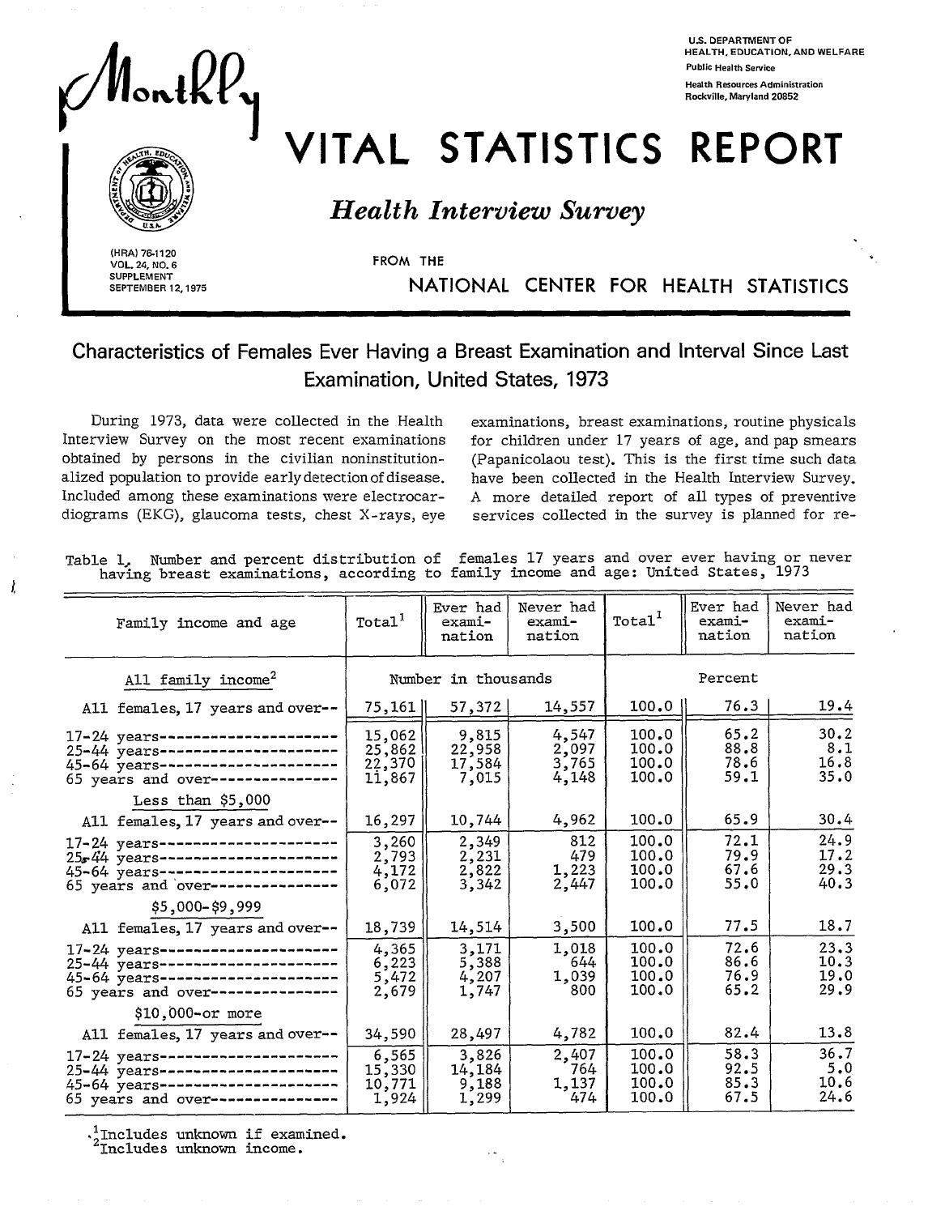# Monthly VITAL STATISTICS REPORT

U.S. DEPARTMENT OF HEALTH, EDUCATION, AND WELFARE
Public Health Service
Health Resources Administration
Rockville, Maryland 20852

## *Health Interview Survey*

FROM THE NATIONAL CENTER FOR HEALTH STATISTICS

(HRA) 76-1120
VOL. 24, NO. 6
SUPPLEMENT
SEPTEMBER 12, 1975

## Characteristics of Females Ever Having a Breast Examination and Interval Since Last Examination, United States, 1973

During 1973, data were collected in the Health Interview Survey on the most recent examinations obtained by persons in the civilian noninstitutionalized population to provide early detection of disease. Included among these examinations were electrocardiograms (EKG), glaucoma tests, chest X-rays, eye examinations, breast examinations, routine physicals for children under 17 years of age, and pap smears (Papanicolaou test). This is the first time such data have been collected in the Health Interview Survey. A more detailed report of all types of preventive services collected in the survey is planned for re-

Table 1. Number and percent distribution of females 17 years and over ever having or never having breast examinations, according to family income and age: United States, 1973

| Family income and age | Total[1] | Ever had examination | Never had examination | Total[1] | Ever had examination | Never had examination |
|---|---|---|---|---|---|---|
| | Number in thousands | | | Percent | | |
| **All family income[2]** | | | | | | |
| All females, 17 years and over-- | 75,161 | 57,372 | 14,557 | 100.0 | 76.3 | 19.4 |
| 17-24 years---------------------- | 15,062 | 9,815 | 4,547 | 100.0 | 65.2 | 30.2 |
| 25-44 years---------------------- | 25,862 | 22,958 | 2,097 | 100.0 | 88.8 | 8.1 |
| 45-64 years---------------------- | 22,370 | 17,584 | 3,765 | 100.0 | 78.6 | 16.8 |
| 65 years and over---------------- | 11,867 | 7,015 | 4,148 | 100.0 | 59.1 | 35.0 |
| **Less than $5,000** | | | | | | |
| All females, 17 years and over-- | 16,297 | 10,744 | 4,962 | 100.0 | 65.9 | 30.4 |
| 17-24 years---------------------- | 3,260 | 2,349 | 812 | 100.0 | 72.1 | 24.9 |
| 25-44 years---------------------- | 2,793 | 2,231 | 479 | 100.0 | 79.9 | 17.2 |
| 45-64 years---------------------- | 4,172 | 2,822 | 1,223 | 100.0 | 67.6 | 29.3 |
| 65 years and over---------------- | 6,072 | 3,342 | 2,447 | 100.0 | 55.0 | 40.3 |
| **$5,000-$9,999** | | | | | | |
| All females, 17 years and over-- | 18,739 | 14,514 | 3,500 | 100.0 | 77.5 | 18.7 |
| 17-24 years---------------------- | 4,365 | 3,171 | 1,018 | 100.0 | 72.6 | 23.3 |
| 25-44 years---------------------- | 6,223 | 5,388 | 644 | 100.0 | 86.6 | 10.3 |
| 45-64 years---------------------- | 5,472 | 4,207 | 1,039 | 100.0 | 76.9 | 19.0 |
| 65 years and over---------------- | 2,679 | 1,747 | 800 | 100.0 | 65.2 | 29.9 |
| **$10,000 or more** | | | | | | |
| All females, 17 years and over-- | 34,590 | 28,497 | 4,782 | 100.0 | 82.4 | 13.8 |
| 17-24 years---------------------- | 6,565 | 3,826 | 2,407 | 100.0 | 58.3 | 36.7 |
| 25-44 years---------------------- | 15,330 | 14,184 | 764 | 100.0 | 92.5 | 5.0 |
| 45-64 years---------------------- | 10,771 | 9,188 | 1,137 | 100.0 | 85.3 | 10.6 |
| 65 years and over---------------- | 1,924 | 1,299 | 474 | 100.0 | 67.5 | 24.6 |

[1] Includes unknown if examined.
[2] Includes unknown income.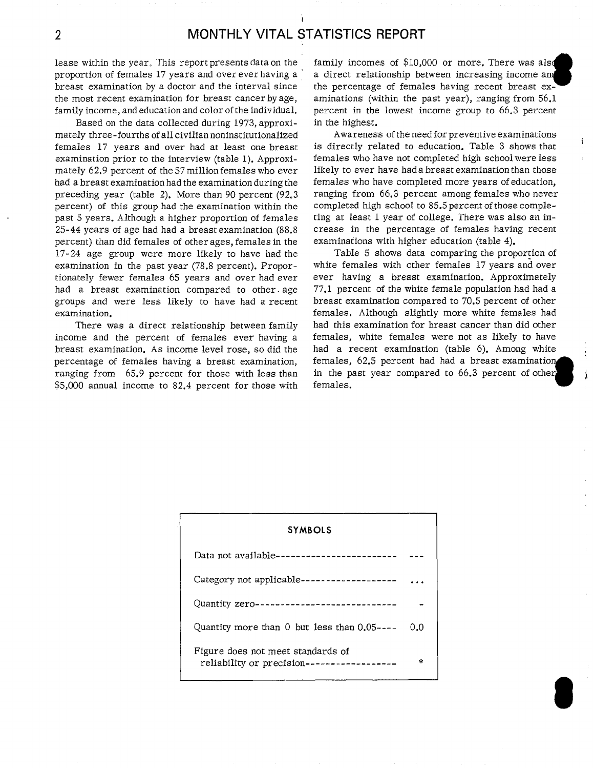lease within the year. This report presents data on the proportion of females 17 years and over ever having a breast examination by a doctor and the interval since the most recent examination for breast cancer by age, family income, and education and color of the individual.

Based on the data collected during 1973, approximately three-fourths of all civilian noninstitutionalized females 17 years and over had at least one breast examination prior to the interview (table 1). Approximately 62.9 percent of the 57 million females who ever had a breast examination had the examination during the preceding year (table 2). More than 90 percent (92.3 percent) of this group had the examination within the past 5 years. Although a higher proportion of females 25-44 years of age had had a breast examination (88.8 percent) than did females of other ages, females in the 17-24 age group were more likely to have had the examination in the past year (78.8 percent). Proportionately fewer females 65 years and over had ever had a breast examination compared to other age groups and were less likely to have had a recent examination.

There was a direct relationship between family income and the percent of females ever having a breast examination. As income level rose, so did the percentage of females having a breast examination, ranging from 65.9 percent for those with less than $5,000 annual income to 82.4 percent for those with family incomes of $10,000 or more. There was also a direct relationship between increasing income and the percentage of females having recent breast examinations (within the past year), ranging from 56.1 percent in the lowest income group to 66.3 percent in the highest.

Awareness of the need for preventive examinations is directly related to education. Table 3 shows that females who have not completed high school were less likely to ever have had a breast examination than those females who have completed more years of education, ranging from 66.3 percent among females who never completed high school to 85.5 percent of those completing at least 1 year of college. There was also an increase in the percentage of females having recent examinations with higher education (table 4).

Table 5 shows data comparing the proportion of white females with other females 17 years and over ever having a breast examination. Approximately 77.1 percent of the white female population had had a breast examination compared to 70.5 percent of other females. Although slightly more white females had had this examination for breast cancer than did other females, white females were not as likely to have had a recent examination (table 6). Among white females, 62.5 percent had had a breast examination in the past year compared to 66.3 percent of other females.

| SYMBOLS | |
|---|---|
| Data not available | --- |
| Category not applicable | ... |
| Quantity zero | - |
| Quantity more than 0 but less than 0.05 | 0.0 |
| Figure does not meet standards of reliability or precision | * |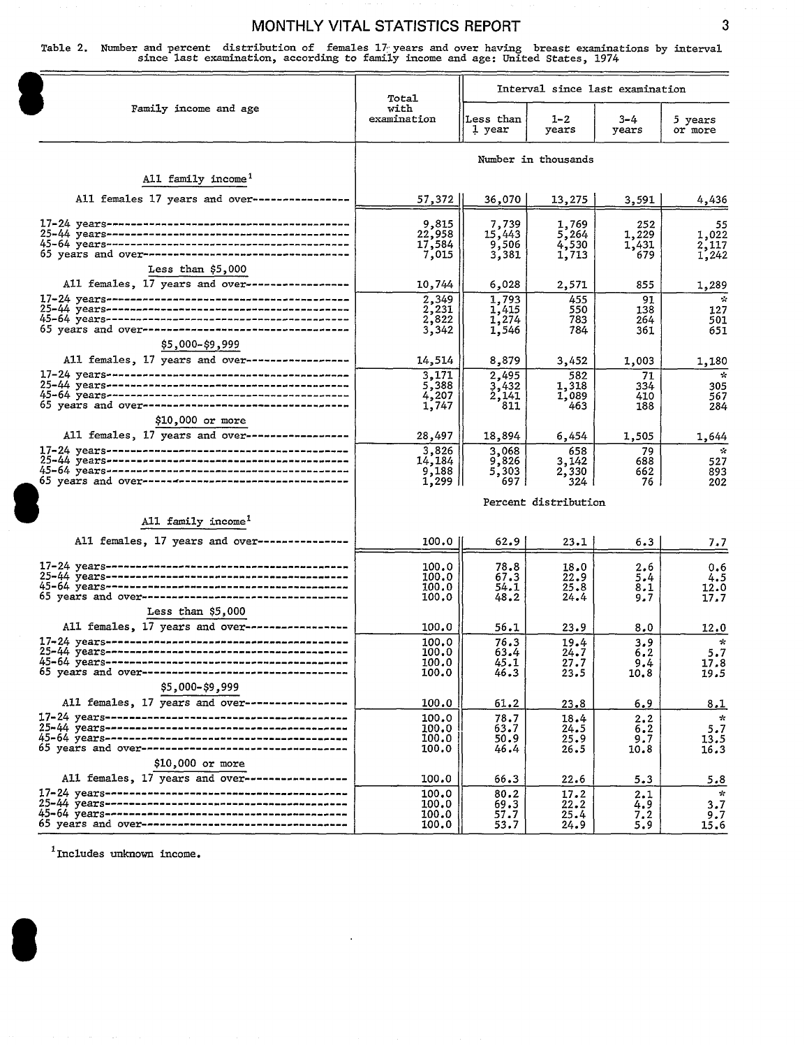Table 2. Number and percent distribution of females 17 years and over having breast examinations by interval since last examination, according to family income and age: United States, 1974

| Family income and age | Total with examination | Interval since last examination | | | |
|---|---|---|---|---|---|
| | | Less than 1 year | 1-2 years | 3-4 years | 5 years or more |
| | Number in thousands | | | | |
| **All family income[1]** | | | | | |
| All females 17 years and over | 57,372 | 36,070 | 13,275 | 3,591 | 4,436 |
| 17-24 years | 9,815 | 7,739 | 1,769 | 252 | 55 |
| 25-44 years | 22,958 | 15,443 | 5,264 | 1,229 | 1,022 |
| 45-64 years | 17,584 | 9,506 | 4,530 | 1,431 | 2,117 |
| 65 years and over | 7,015 | 3,381 | 1,713 | 679 | 1,242 |
| **Less than $5,000** | | | | | |
| All females, 17 years and over | 10,744 | 6,028 | 2,571 | 855 | 1,289 |
| 17-24 years | 2,349 | 1,793 | 455 | 91 | * |
| 25-44 years | 2,231 | 1,415 | 550 | 138 | 127 |
| 45-64 years | 2,822 | 1,274 | 783 | 264 | 501 |
| 65 years and over | 3,342 | 1,546 | 784 | 361 | 651 |
| **$5,000-$9,999** | | | | | |
| All females, 17 years and over | 14,514 | 8,879 | 3,452 | 1,003 | 1,180 |
| 17-24 years | 3,171 | 2,495 | 582 | 71 | * |
| 25-44 years | 5,388 | 3,432 | 1,318 | 334 | 305 |
| 45-64 years | 4,207 | 2,141 | 1,089 | 410 | 567 |
| 65 years and over | 1,747 | 811 | 463 | 188 | 284 |
| **$10,000 or more** | | | | | |
| All females, 17 years and over | 28,497 | 18,894 | 6,454 | 1,505 | 1,644 |
| 17-24 years | 3,826 | 3,068 | 658 | 79 | * |
| 25-44 years | 14,184 | 9,826 | 3,142 | 688 | 527 |
| 45-64 years | 9,188 | 5,303 | 2,330 | 662 | 893 |
| 65 years and over | 1,299 | 697 | 324 | 76 | 202 |
| | Percent distribution | | | | |
| **All family income[1]** | | | | | |
| All females, 17 years and over | 100.0 | 62.9 | 23.1 | 6.3 | 7.7 |
| 17-24 years | 100.0 | 78.8 | 18.0 | 2.6 | 0.6 |
| 25-44 years | 100.0 | 67.3 | 22.9 | 5.4 | 4.5 |
| 45-64 years | 100.0 | 54.1 | 25.8 | 8.1 | 12.0 |
| 65 years and over | 100.0 | 48.2 | 24.4 | 9.7 | 17.7 |
| **Less than $5,000** | | | | | |
| All females, 17 years and over | 100.0 | 56.1 | 23.9 | 8.0 | 12.0 |
| 17-24 years | 100.0 | 76.3 | 19.4 | 3.9 | * |
| 25-44 years | 100.0 | 63.4 | 24.7 | 6.2 | 5.7 |
| 45-64 years | 100.0 | 45.1 | 27.7 | 9.4 | 17.8 |
| 65 years and over | 100.0 | 46.3 | 23.5 | 10.8 | 19.5 |
| **$5,000-$9,999** | | | | | |
| All females, 17 years and over | 100.0 | 61.2 | 23.8 | 6.9 | 8.1 |
| 17-24 years | 100.0 | 78.7 | 18.4 | 2.2 | * |
| 25-44 years | 100.0 | 63.7 | 24.5 | 6.2 | 5.7 |
| 45-64 years | 100.0 | 50.9 | 25.9 | 9.7 | 13.5 |
| 65 years and over | 100.0 | 46.4 | 26.5 | 10.8 | 16.3 |
| **$10,000 or more** | | | | | |
| All females, 17 years and over | 100.0 | 66.3 | 22.6 | 5.3 | 5.8 |
| 17-24 years | 100.0 | 80.2 | 17.2 | 2.1 | * |
| 25-44 years | 100.0 | 69.3 | 22.2 | 4.9 | 3.7 |
| 45-64 years | 100.0 | 57.7 | 25.4 | 7.2 | 9.7 |
| 65 years and over | 100.0 | 53.7 | 24.9 | 5.9 | 15.6 |

[1] Includes unknown income.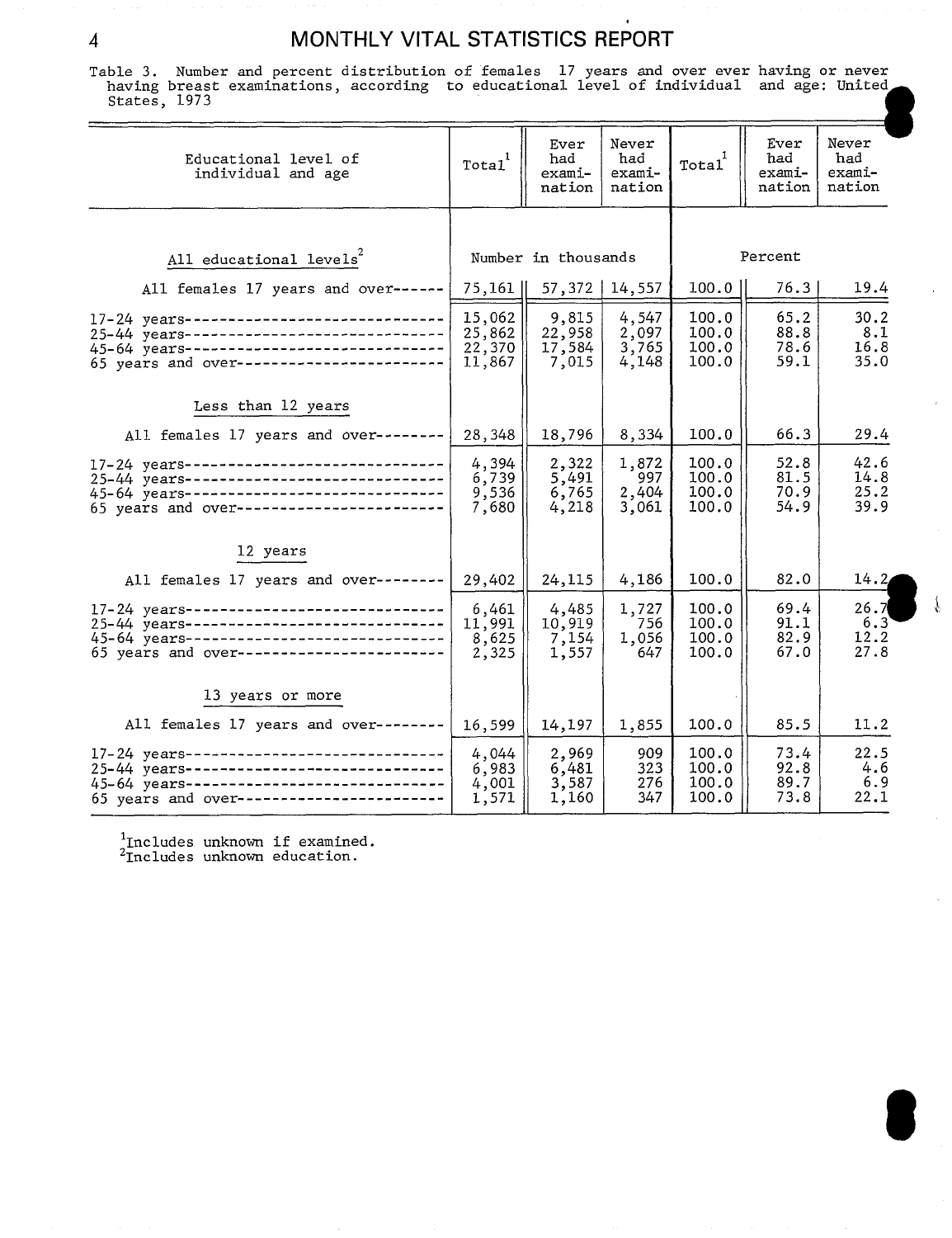Table 3. Number and percent distribution of females 17 years and over ever having or never having breast examinations, according to educational level of individual and age: United States, 1973

| Educational level of individual and age | Total[1] | Ever had examination | Never had examination | Total[1] | Ever had examination | Never had examination |
|---|---|---|---|---|---|---|
| | Number in thousands | | | Percent | | |
| **All educational levels[2]** | | | | | | |
| All females 17 years and over | 75,161 | 57,372 | 14,557 | 100.0 | 76.3 | 19.4 |
| 17-24 years | 15,062 | 9,815 | 4,547 | 100.0 | 65.2 | 30.2 |
| 25-44 years | 25,862 | 22,958 | 2,097 | 100.0 | 88.8 | 8.1 |
| 45-64 years | 22,370 | 17,584 | 3,765 | 100.0 | 78.6 | 16.8 |
| 65 years and over | 11,867 | 7,015 | 4,148 | 100.0 | 59.1 | 35.0 |
| **Less than 12 years** | | | | | | |
| All females 17 years and over | 28,348 | 18,796 | 8,334 | 100.0 | 66.3 | 29.4 |
| 17-24 years | 4,394 | 2,322 | 1,872 | 100.0 | 52.8 | 42.6 |
| 25-44 years | 6,739 | 5,491 | 997 | 100.0 | 81.5 | 14.8 |
| 45-64 years | 9,536 | 6,765 | 2,404 | 100.0 | 70.9 | 25.2 |
| 65 years and over | 7,680 | 4,218 | 3,061 | 100.0 | 54.9 | 39.9 |
| **12 years** | | | | | | |
| All females 17 years and over | 29,402 | 24,115 | 4,186 | 100.0 | 82.0 | 14.2 |
| 17-24 years | 6,461 | 4,485 | 1,727 | 100.0 | 69.4 | 26.7 |
| 25-44 years | 11,991 | 10,919 | 756 | 100.0 | 91.1 | 6.3 |
| 45-64 years | 8,625 | 7,154 | 1,056 | 100.0 | 82.9 | 12.2 |
| 65 years and over | 2,325 | 1,557 | 647 | 100.0 | 67.0 | 27.8 |
| **13 years or more** | | | | | | |
| All females 17 years and over | 16,599 | 14,197 | 1,855 | 100.0 | 85.5 | 11.2 |
| 17-24 years | 4,044 | 2,969 | 909 | 100.0 | 73.4 | 22.5 |
| 25-44 years | 6,983 | 6,481 | 323 | 100.0 | 92.8 | 4.6 |
| 45-64 years | 4,001 | 3,587 | 276 | 100.0 | 89.7 | 6.9 |
| 65 years and over | 1,571 | 1,160 | 347 | 100.0 | 73.8 | 22.1 |

[1]Includes unknown if examined.
[2]Includes unknown education.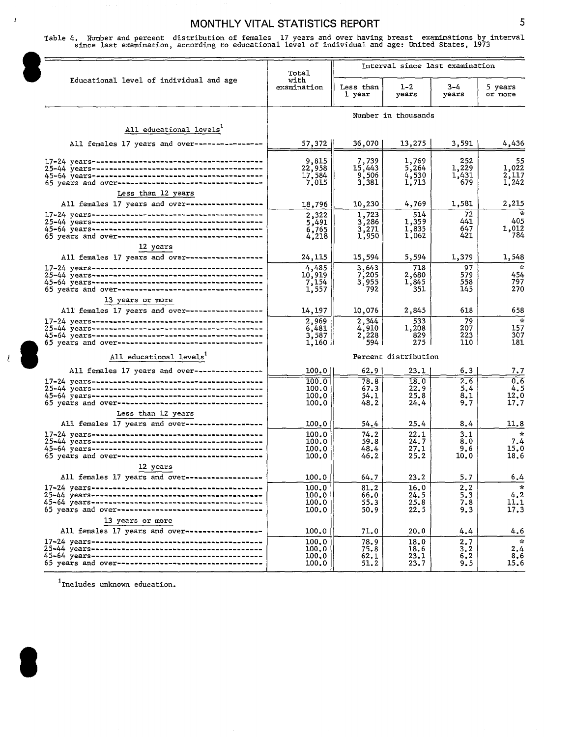Table 4. Number and percent distribution of females 17 years and over having breast examinations by interval since last examination, according to educational level of individual and age: United States, 1973

| Educational level of individual and age | Total with examination | Interval since last examination | | | |
|---|---|---|---|---|---|
| | | Less than 1 year | 1-2 years | 3-4 years | 5 years or more |
| | Number in thousands | | | | |
| **All educational levels[1]** | | | | | |
| All females 17 years and over | 57,372 | 36,070 | 13,275 | 3,591 | 4,436 |
| 17-24 years | 9,815 | 7,739 | 1,769 | 252 | 55 |
| 25-44 years | 22,958 | 15,443 | 5,264 | 1,229 | 1,022 |
| 45-64 years | 17,584 | 9,506 | 4,530 | 1,431 | 2,117 |
| 65 years and over | 7,015 | 3,381 | 1,713 | 679 | 1,242 |
| **Less than 12 years** | | | | | |
| All females 17 years and over | 18,796 | 10,230 | 4,769 | 1,581 | 2,215 |
| 17-24 years | 2,322 | 1,723 | 514 | 72 | * |
| 25-44 years | 5,491 | 3,286 | 1,359 | 441 | 405 |
| 45-64 years | 6,765 | 3,271 | 1,835 | 647 | 1,012 |
| 65 years and over | 4,218 | 1,950 | 1,062 | 421 | 784 |
| **12 years** | | | | | |
| All females 17 years and over | 24,115 | 15,594 | 5,594 | 1,379 | 1,548 |
| 17-24 years | 4,485 | 3,643 | 718 | 97 | * |
| 25-44 years | 10,919 | 7,205 | 2,680 | 579 | 454 |
| 45-64 years | 7,154 | 3,955 | 1,845 | 558 | 797 |
| 65 years and over | 1,557 | 792 | 351 | 145 | 270 |
| **13 years or more** | | | | | |
| All females 17 years and over | 14,197 | 10,076 | 2,845 | 618 | 658 |
| 17-24 years | 2,969 | 2,344 | 533 | 79 | * |
| 25-44 years | 6,481 | 4,910 | 1,208 | 207 | 157 |
| 45-64 years | 3,587 | 2,228 | 829 | 223 | 307 |
| 65 years and over | 1,160 | 594 | 275 | 110 | 181 |
| | Percent distribution | | | | |
| **All educational levels[1]** | | | | | |
| All females 17 years and over | 100.0 | 62.9 | 23.1 | 6.3 | 7.7 |
| 17-24 years | 100.0 | 78.8 | 18.0 | 2.6 | 0.6 |
| 25-44 years | 100.0 | 67.3 | 22.9 | 5.4 | 4.5 |
| 45-64 years | 100.0 | 54.1 | 25.8 | 8.1 | 12.0 |
| 65 years and over | 100.0 | 48.2 | 24.4 | 9.7 | 17.7 |
| **Less than 12 years** | | | | | |
| All females 17 years and over | 100.0 | 54.4 | 25.4 | 8.4 | 11.8 |
| 17-24 years | 100.0 | 74.2 | 22.1 | 3.1 | * |
| 25-44 years | 100.0 | 59.8 | 24.7 | 8.0 | 7.4 |
| 45-64 years | 100.0 | 48.4 | 27.1 | 9.6 | 15.0 |
| 65 years and over | 100.0 | 46.2 | 25.2 | 10.0 | 18.6 |
| **12 years** | | | | | |
| All females 17 years and over | 100.0 | 64.7 | 23.2 | 5.7 | 6.4 |
| 17-24 years | 100.0 | 81.2 | 16.0 | 2.2 | * |
| 25-44 years | 100.0 | 66.0 | 24.5 | 5.3 | 4.2 |
| 45-64 years | 100.0 | 55.3 | 25.8 | 7.8 | 11.1 |
| 65 years and over | 100.0 | 50.9 | 22.5 | 9.3 | 17.3 |
| **13 years or more** | | | | | |
| All females 17 years and over | 100.0 | 71.0 | 20.0 | 4.4 | 4.6 |
| 17-24 years | 100.0 | 78.9 | 18.0 | 2.7 | * |
| 25-44 years | 100.0 | 75.8 | 18.6 | 3.2 | 2.4 |
| 45-64 years | 100.0 | 62.1 | 23.1 | 6.2 | 8.6 |
| 65 years and over | 100.0 | 51.2 | 23.7 | 9.5 | 15.6 |

[1]Includes unknown education.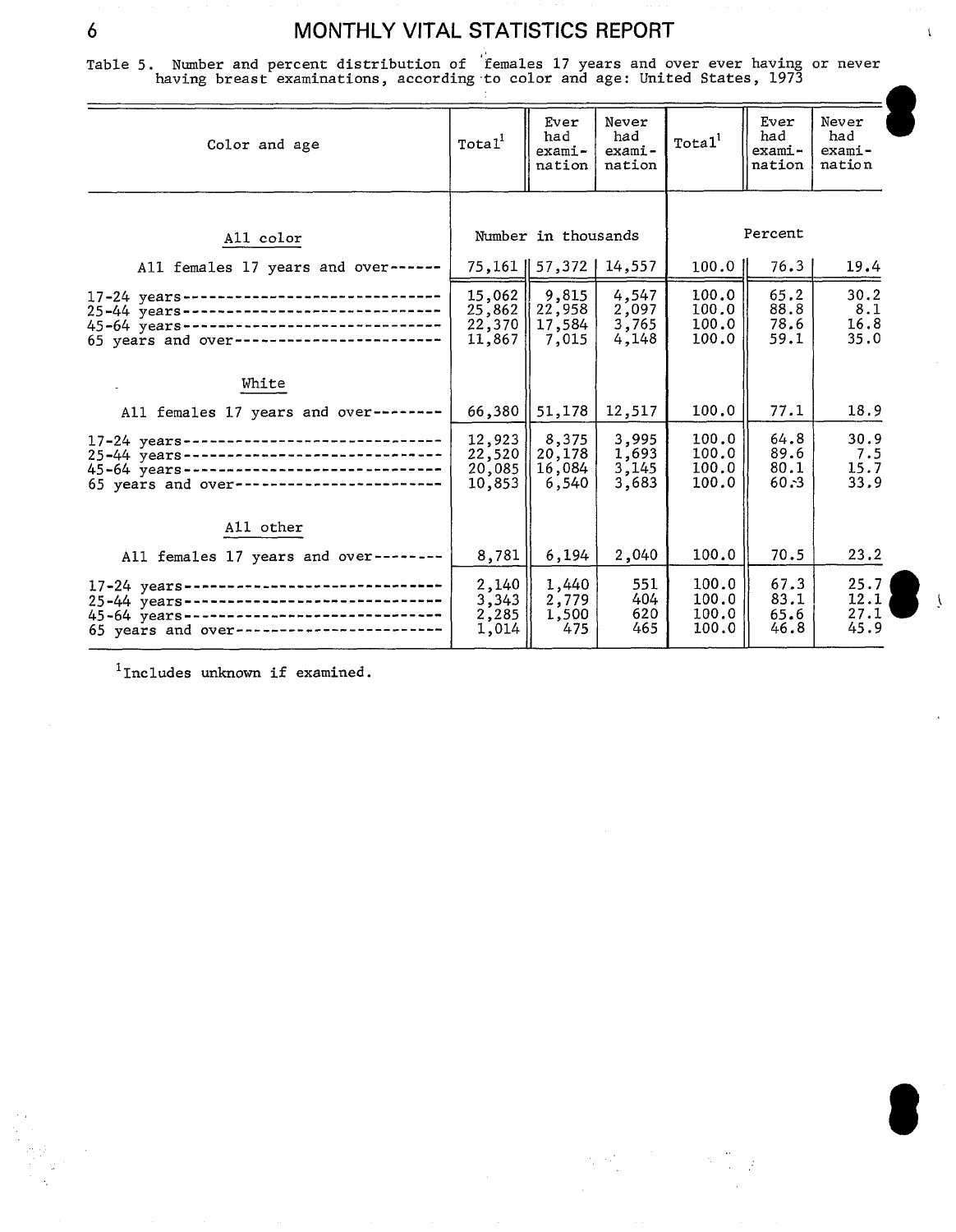Table 5. Number and percent distribution of females 17 years and over ever having or never having breast examinations, according to color and age: United States, 1973

| Color and age | Total[1] | Ever had examination | Never had examination | Total[1] | Ever had examination | Never had examination |
|---|---|---|---|---|---|---|
| | Number in thousands | | | Percent | | |
| **All color** | | | | | | |
| All females 17 years and over | 75,161 | 57,372 | 14,557 | 100.0 | 76.3 | 19.4 |
| 17-24 years | 15,062 | 9,815 | 4,547 | 100.0 | 65.2 | 30.2 |
| 25-44 years | 25,862 | 22,958 | 2,097 | 100.0 | 88.8 | 8.1 |
| 45-64 years | 22,370 | 17,584 | 3,765 | 100.0 | 78.6 | 16.8 |
| 65 years and over | 11,867 | 7,015 | 4,148 | 100.0 | 59.1 | 35.0 |
| **White** | | | | | | |
| All females 17 years and over | 66,380 | 51,178 | 12,517 | 100.0 | 77.1 | 18.9 |
| 17-24 years | 12,923 | 8,375 | 3,995 | 100.0 | 64.8 | 30.9 |
| 25-44 years | 22,520 | 20,178 | 1,693 | 100.0 | 89.6 | 7.5 |
| 45-64 years | 20,085 | 16,084 | 3,145 | 100.0 | 80.1 | 15.7 |
| 65 years and over | 10,853 | 6,540 | 3,683 | 100.0 | 60.3 | 33.9 |
| **All other** | | | | | | |
| All females 17 years and over | 8,781 | 6,194 | 2,040 | 100.0 | 70.5 | 23.2 |
| 17-24 years | 2,140 | 1,440 | 551 | 100.0 | 67.3 | 25.7 |
| 25-44 years | 3,343 | 2,779 | 404 | 100.0 | 83.1 | 12.1 |
| 45-64 years | 2,285 | 1,500 | 620 | 100.0 | 65.6 | 27.1 |
| 65 years and over | 1,014 | 475 | 465 | 100.0 | 46.8 | 45.9 |

[1] Includes unknown if examined.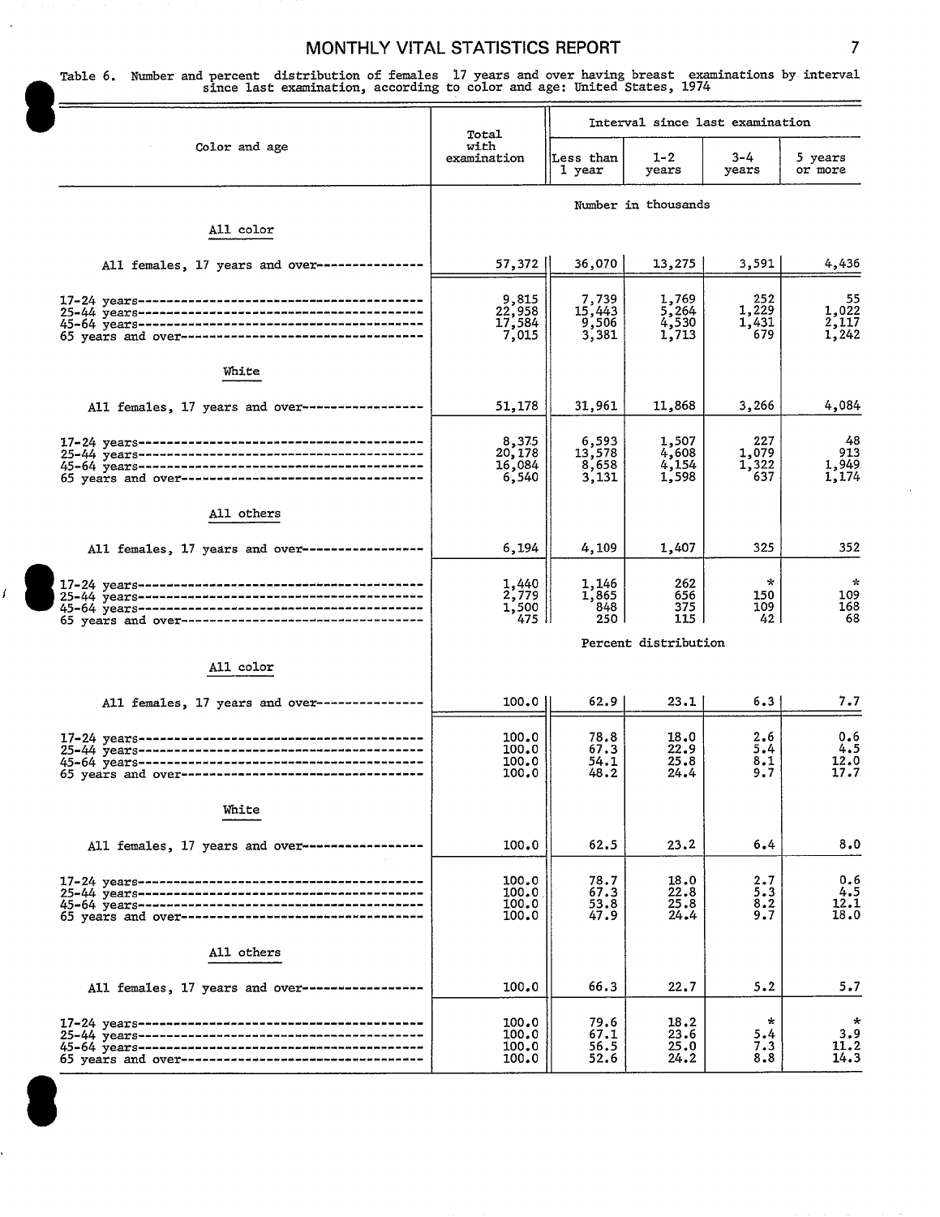Table 6. Number and percent distribution of females 17 years and over having breast examinations by interval since last examination, according to color and age: United States, 1974

| Color and age | Total with examination | Interval since last examination | | | |
|---|---|---|---|---|---|
| | | Less than 1 year | 1-2 years | 3-4 years | 5 years or more |
| | Number in thousands | | | | |
| **All color** | | | | | |
| All females, 17 years and over | 57,372 | 36,070 | 13,275 | 3,591 | 4,436 |
| 17-24 years | 9,815 | 7,739 | 1,769 | 252 | 55 |
| 25-44 years | 22,958 | 15,443 | 5,264 | 1,229 | 1,022 |
| 45-64 years | 17,584 | 9,506 | 4,530 | 1,431 | 2,117 |
| 65 years and over | 7,015 | 3,381 | 1,713 | 679 | 1,242 |
| **White** | | | | | |
| All females, 17 years and over | 51,178 | 31,961 | 11,868 | 3,266 | 4,084 |
| 17-24 years | 8,375 | 6,593 | 1,507 | 227 | 48 |
| 25-44 years | 20,178 | 13,578 | 4,608 | 1,079 | 913 |
| 45-64 years | 16,084 | 8,658 | 4,154 | 1,322 | 1,949 |
| 65 years and over | 6,540 | 3,131 | 1,598 | 637 | 1,174 |
| **All others** | | | | | |
| All females, 17 years and over | 6,194 | 4,109 | 1,407 | 325 | 352 |
| 17-24 years | 1,440 | 1,146 | 262 | * | * |
| 25-44 years | 2,779 | 1,865 | 656 | 150 | 109 |
| 45-64 years | 1,500 | 848 | 375 | 109 | 168 |
| 65 years and over | 475 | 250 | 115 | 42 | 68 |
| | Percent distribution | | | | |
| **All color** | | | | | |
| All females, 17 years and over | 100.0 | 62.9 | 23.1 | 6.3 | 7.7 |
| 17-24 years | 100.0 | 78.8 | 18.0 | 2.6 | 0.6 |
| 25-44 years | 100.0 | 67.3 | 22.9 | 5.4 | 4.5 |
| 45-64 years | 100.0 | 54.1 | 25.8 | 8.1 | 12.0 |
| 65 years and over | 100.0 | 48.2 | 24.4 | 9.7 | 17.7 |
| **White** | | | | | |
| All females, 17 years and over | 100.0 | 62.5 | 23.2 | 6.4 | 8.0 |
| 17-24 years | 100.0 | 78.7 | 18.0 | 2.7 | 0.6 |
| 25-44 years | 100.0 | 67.3 | 22.8 | 5.3 | 4.5 |
| 45-64 years | 100.0 | 53.8 | 25.8 | 8.2 | 12.1 |
| 65 years and over | 100.0 | 47.9 | 24.4 | 9.7 | 18.0 |
| **All others** | | | | | |
| All females, 17 years and over | 100.0 | 66.3 | 22.7 | 5.2 | 5.7 |
| 17-24 years | 100.0 | 79.6 | 18.2 | * | * |
| 25-44 years | 100.0 | 67.1 | 23.6 | 5.4 | 3.9 |
| 45-64 years | 100.0 | 56.5 | 25.0 | 7.3 | 11.2 |
| 65 years and over | 100.0 | 52.6 | 24.2 | 8.8 | 14.3 |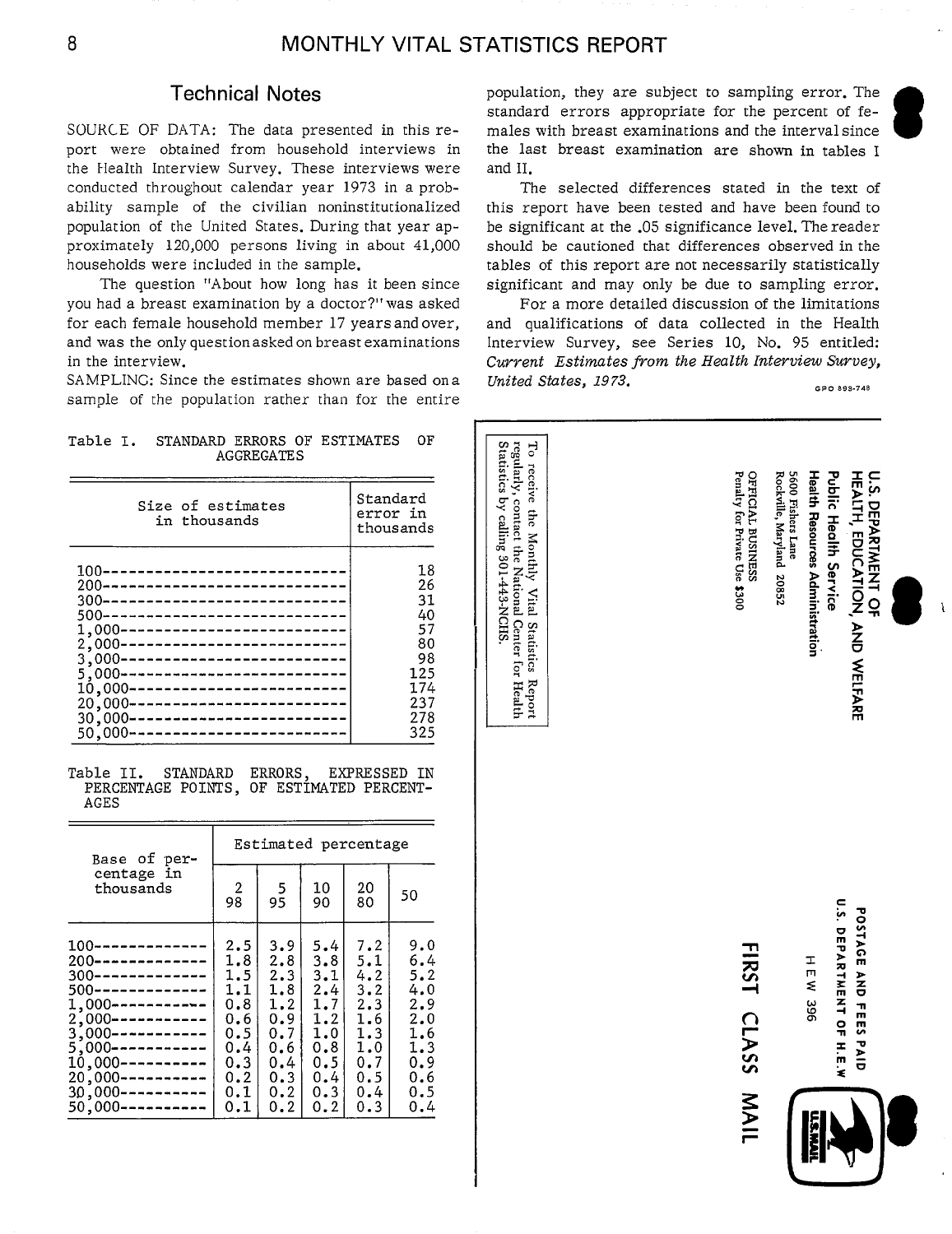## Technical Notes

SOURCE OF DATA: The data presented in this report were obtained from household interviews in the Health Interview Survey. These interviews were conducted throughout calendar year 1973 in a probability sample of the civilian noninstitutionalized population of the United States. During that year approximately 120,000 persons living in about 41,000 households were included in the sample.

The question "About how long has it been since you had a breast examination by a doctor?" was asked for each female household member 17 years and over, and was the only question asked on breast examinations in the interview.

SAMPLING: Since the estimates shown are based on a sample of the population rather than for the entire population, they are subject to sampling error. The standard errors appropriate for the percent of females with breast examinations and the interval since the last breast examination are shown in tables I and II.

The selected differences stated in the text of this report have been tested and have been found to be significant at the .05 significance level. The reader should be cautioned that differences observed in the tables of this report are not necessarily statistically significant and may only be due to sampling error.

For a more detailed discussion of the limitations and qualifications of data collected in the Health Interview Survey, see Series 10, No. 95 entitled: *Current Estimates from the Health Interview Survey, United States, 1973.*

GPO 893-748

Table I. STANDARD ERRORS OF ESTIMATES OF AGGREGATES

| Size of estimates in thousands | Standard error in thousands |
|---|---|
| 100 | 18 |
| 200 | 26 |
| 300 | 31 |
| 500 | 40 |
| 1,000 | 57 |
| 2,000 | 80 |
| 3,000 | 98 |
| 5,000 | 125 |
| 10,000 | 174 |
| 20,000 | 237 |
| 30,000 | 278 |
| 50,000 | 325 |

Table II. STANDARD ERRORS, EXPRESSED IN PERCENTAGE POINTS, OF ESTIMATED PERCENTAGES

| Base of percentage in thousands | Estimated percentage | | | | |
|---|---|---|---|---|---|
| | 2 / 98 | 5 / 95 | 10 / 90 | 20 / 80 | 50 |
| 100 | 2.5 | 3.9 | 5.4 | 7.2 | 9.0 |
| 200 | 1.8 | 2.8 | 3.8 | 5.1 | 6.4 |
| 300 | 1.5 | 2.3 | 3.1 | 4.2 | 5.2 |
| 500 | 1.1 | 1.8 | 2.4 | 3.2 | 4.0 |
| 1,000 | 0.8 | 1.2 | 1.7 | 2.3 | 2.9 |
| 2,000 | 0.6 | 0.9 | 1.2 | 1.6 | 2.0 |
| 3,000 | 0.5 | 0.7 | 1.0 | 1.3 | 1.6 |
| 5,000 | 0.4 | 0.6 | 0.8 | 1.0 | 1.3 |
| 10,000 | 0.3 | 0.4 | 0.5 | 0.7 | 0.9 |
| 20,000 | 0.2 | 0.3 | 0.4 | 0.5 | 0.6 |
| 30,000 | 0.1 | 0.2 | 0.3 | 0.4 | 0.5 |
| 50,000 | 0.1 | 0.2 | 0.2 | 0.3 | 0.4 |

To receive the Monthly Vital Statistics Report regularly, contact the National Center for Health Statistics by calling 301-443-NCHS.

**U.S. DEPARTMENT OF HEALTH, EDUCATION, AND WELFARE**
**Public Health Service**
**Health Resources Administration**
5600 Fishers Lane
Rockville, Maryland 20852

OFFICIAL BUSINESS
Penalty for Private Use $300

POSTAGE AND FEES PAID
U.S. DEPARTMENT OF H.E.W.
HEW 396

FIRST CLASS MAIL